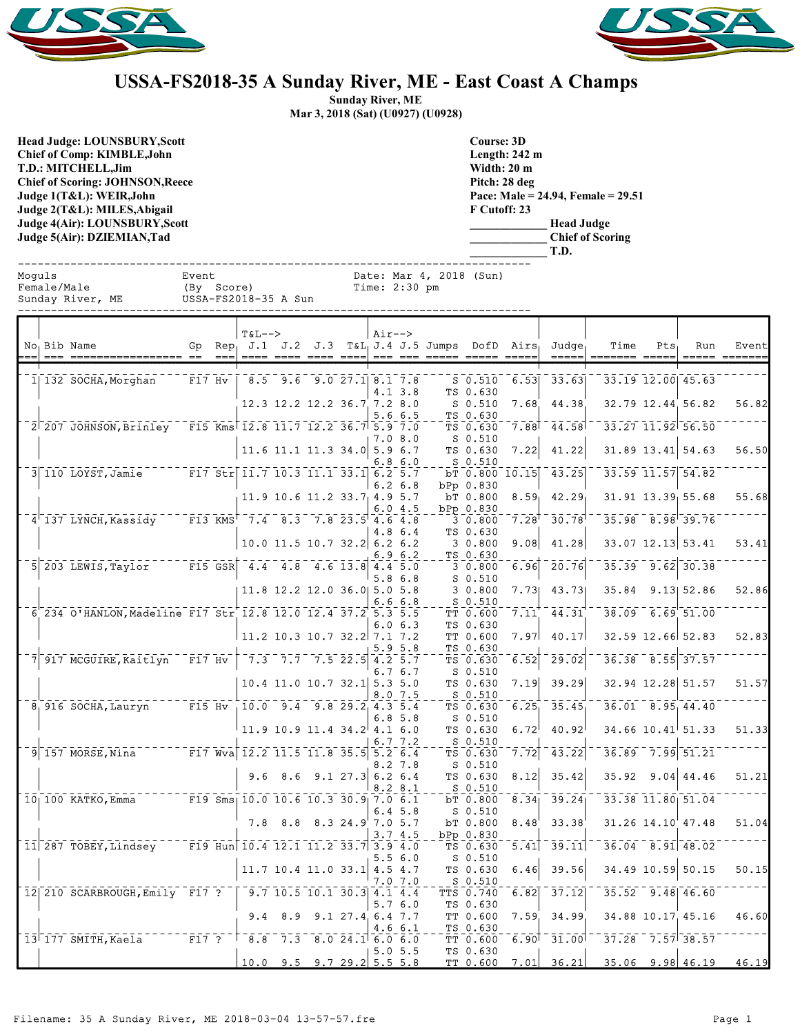# USSA-FS2018-35 A Sunday River, ME - East Coast A Champs

**Sunday River, ME**
**Mar 3, 2018 (Sat) (U0927) (U0928)**

**Head Judge: LOUNSBURY,Scott**
**Chief of Comp: KIMBLE,John**
**T.D.: MITCHELL,Jim**
**Chief of Scoring: JOHNSON,Reece**
**Judge 1(T&L): WEIR,John**
**Judge 2(T&L): MILES,Abigail**
**Judge 4(Air): LOUNSBURY,Scott**
**Judge 5(Air): DZIEMIAN,Tad**

**Course: 3D**
**Length: 242 m**
**Width: 20 m**
**Pitch: 28 deg**
**Pace: Male = 24.94, Female = 29.51**
**F Cutoff: 23**
**\_\_\_\_\_\_\_\_\_\_\_\_\_ Head Judge**
**\_\_\_\_\_\_\_\_\_\_\_\_\_ Chief of Scoring**
**\_\_\_\_\_\_\_\_\_\_\_\_\_ T.D.**

Moguls — Event (By Score) — Date: Mar 4, 2018 (Sun)
Female/Male — USSA-FS2018-35 A Sun — Time: 2:30 pm
Sunday River, ME

| No | Bib | Name | Gp | Rep | J.1 | J.2 | J.3 | T&L | J.4 | J.5 | Jumps | DofD | Airs | Judge | Time | Pts | Run | Event |
|---|---|---|---|---|---|---|---|---|---|---|---|---|---|---|---|---|---|---|
| 1 | 132 | SOCHA,Morghan | F17 | Hv | 8.5 | 9.6 | 9.0 | 27.1 | 8.1 7.8 | | S | 0.510 | 6.53 | 33.63 | 33.19 | 12.00 | 45.63 | |
| | | | | | | | | | 4.1 3.8 | | TS | 0.630 | | | | | | |
| | | | | | 12.3 | 12.2 | 12.2 | 36.7 | 7.2 8.0 | | S | 0.510 | 7.68 | 44.38 | 32.79 | 12.44 | 56.82 | 56.82 |
| | | | | | | | | | 5.6 6.5 | | TS | 0.630 | | | | | | |
| 2 | 207 | JOHNSON,Brinley | F15 | Kms | 12.8 | 11.7 | 12.2 | 36.7 | 5.9 7.0 | | TS | 0.630 | 7.88 | 44.58 | 33.27 | 11.92 | 56.50 | |
| | | | | | | | | | 7.0 8.0 | | S | 0.510 | | | | | | |
| | | | | | 11.6 | 11.1 | 11.3 | 34.0 | 5.9 6.7 | | TS | 0.630 | 7.22 | 41.22 | 31.89 | 13.41 | 54.63 | 56.50 |
| | | | | | | | | | 6.8 6.0 | | S | 0.510 | | | | | | |
| 3 | 110 | LOYST,Jamie | F17 | Str | 11.7 | 10.3 | 11.1 | 33.1 | 6.2 5.7 | | bT | 0.800 | 10.15 | 43.25 | 33.59 | 11.57 | 54.82 | |
| | | | | | | | | | 6.2 6.8 | | bPp | 0.830 | | | | | | |
| | | | | | 11.9 | 10.6 | 11.2 | 33.7 | 4.9 5.7 | | bT | 0.800 | 8.59 | 42.29 | 31.91 | 13.39 | 55.68 | 55.68 |
| | | | | | | | | | 6.0 4.5 | | bPp | 0.830 | | | | | | |
| 4 | 137 | LYNCH,Kassidy | F13 | KMS | 7.4 | 8.3 | 7.8 | 23.5 | 4.6 4.8 | | 3 | 0.800 | 7.28 | 30.78 | 35.98 | 8.98 | 39.76 | |
| | | | | | | | | | 4.8 6.4 | | TS | 0.630 | | | | | | |
| | | | | | 10.0 | 11.5 | 10.7 | 32.2 | 6.2 6.2 | | 3 | 0.800 | 9.08 | 41.28 | 33.07 | 12.13 | 53.41 | 53.41 |
| | | | | | | | | | 6.9 6.2 | | TS | 0.630 | | | | | | |
| 5 | 203 | LEWIS,Taylor | F15 | GSR | 4.4 | 4.8 | 4.6 | 13.8 | 4.4 5.0 | | 3 | 0.800 | 6.96 | 20.76 | 35.39 | 9.62 | 30.38 | |
| | | | | | | | | | 5.8 6.8 | | S | 0.510 | | | | | | |
| | | | | | 11.8 | 12.2 | 12.0 | 36.0 | 5.0 5.8 | | 3 | 0.800 | 7.73 | 43.73 | 35.84 | 9.13 | 52.86 | 52.86 |
| | | | | | | | | | 6.6 6.8 | | S | 0.510 | | | | | | |
| 6 | 234 | O'HANLON,Madeline | F17 | Str | 12.8 | 12.0 | 12.4 | 37.2 | 5.3 5.5 | | TT | 0.600 | 7.11 | 44.31 | 38.09 | 6.69 | 51.00 | |
| | | | | | | | | | 6.0 6.3 | | TS | 0.630 | | | | | | |
| | | | | | 11.2 | 10.3 | 10.7 | 32.2 | 7.1 7.2 | | TT | 0.600 | 7.97 | 40.17 | 32.59 | 12.66 | 52.83 | 52.83 |
| | | | | | | | | | 5.9 5.8 | | TS | 0.630 | | | | | | |
| 7 | 917 | MCGUIRE,Kaitlyn | F17 | Hv | 7.3 | 7.7 | 7.5 | 22.5 | 4.2 5.7 | | TS | 0.630 | 6.52 | 29.02 | 36.38 | 8.55 | 37.57 | |
| | | | | | | | | | 6.7 6.7 | | S | 0.510 | | | | | | |
| | | | | | 10.4 | 11.0 | 10.7 | 32.1 | 5.3 5.0 | | TS | 0.630 | 7.19 | 39.29 | 32.94 | 12.28 | 51.57 | 51.57 |
| | | | | | | | | | 8.0 7.5 | | S | 0.510 | | | | | | |
| 8 | 916 | SOCHA,Lauryn | F15 | Hv | 10.0 | 9.4 | 9.8 | 29.2 | 4.3 5.4 | | TS | 0.630 | 6.25 | 35.45 | 36.01 | 8.95 | 44.40 | |
| | | | | | | | | | 6.8 5.8 | | S | 0.510 | | | | | | |
| | | | | | 11.9 | 10.9 | 11.4 | 34.2 | 4.1 6.0 | | TS | 0.630 | 6.72 | 40.92 | 34.66 | 10.41 | 51.33 | 51.33 |
| | | | | | | | | | 6.7 7.2 | | S | 0.510 | | | | | | |
| 9 | 157 | MORSE,Nina | F17 | Wva | 12.2 | 11.5 | 11.8 | 35.5 | 5.2 6.4 | | TS | 0.630 | 7.72 | 43.22 | 36.89 | 7.99 | 51.21 | |
| | | | | | | | | | 8.2 7.8 | | S | 0.510 | | | | | | |
| | | | | | 9.6 | 8.6 | 9.1 | 27.3 | 6.2 6.4 | | TS | 0.630 | 8.12 | 35.42 | 35.92 | 9.04 | 44.46 | 51.21 |
| | | | | | | | | | 8.2 8.1 | | S | 0.510 | | | | | | |
| 10 | 100 | KATKO,Emma | F19 | Sms | 10.0 | 10.6 | 10.3 | 30.9 | 7.0 6.1 | | bT | 0.800 | 8.34 | 39.24 | 33.38 | 11.80 | 51.04 | |
| | | | | | | | | | 6.4 5.8 | | S | 0.510 | | | | | | |
| | | | | | 7.8 | 8.8 | 8.3 | 24.9 | 7.0 5.7 | | bT | 0.800 | 8.48 | 33.38 | 31.26 | 14.10 | 47.48 | 51.04 |
| | | | | | | | | | 3.7 4.5 | | bPp | 0.830 | | | | | | |
| 11 | 287 | TOBEY,Lindsey | F19 | Hun | 10.4 | 12.1 | 11.2 | 33.7 | 3.9 4.0 | | TS | 0.630 | 5.41 | 39.11 | 36.04 | 8.91 | 48.02 | |
| | | | | | | | | | 5.5 6.0 | | S | 0.510 | | | | | | |
| | | | | | 11.7 | 10.4 | 11.0 | 33.1 | 4.5 4.7 | | TS | 0.630 | 6.46 | 39.56 | 34.49 | 10.59 | 50.15 | 50.15 |
| | | | | | | | | | 7.0 7.0 | | S | 0.510 | | | | | | |
| 12 | 210 | SCARBROUGH,Emily | F17 | ? | 9.7 | 10.5 | 10.1 | 30.3 | 4.1 4.4 | | TTS | 0.740 | 6.82 | 37.12 | 35.52 | 9.48 | 46.60 | |
| | | | | | | | | | 5.7 6.0 | | TS | 0.630 | | | | | | |
| | | | | | 9.4 | 8.9 | 9.1 | 27.4 | 6.4 7.7 | | TT | 0.600 | 7.59 | 34.99 | 34.88 | 10.17 | 45.16 | 46.60 |
| | | | | | | | | | 4.6 6.1 | | TS | 0.630 | | | | | | |
| 13 | 177 | SMITH,Kaela | F17 | ? | 8.8 | 7.3 | 8.0 | 24.1 | 6.0 6.0 | | TT | 0.600 | 6.90 | 31.00 | 37.28 | 7.57 | 38.57 | |
| | | | | | | | | | 5.0 5.5 | | TS | 0.630 | | | | | | |
| | | | | | 10.0 | 9.5 | 9.7 | 29.2 | 5.5 5.8 | | TT | 0.600 | 7.01 | 36.21 | 35.06 | 9.98 | 46.19 | 46.19 |

Filename: 35 A Sunday River, ME 2018-03-04 13-57-57.fre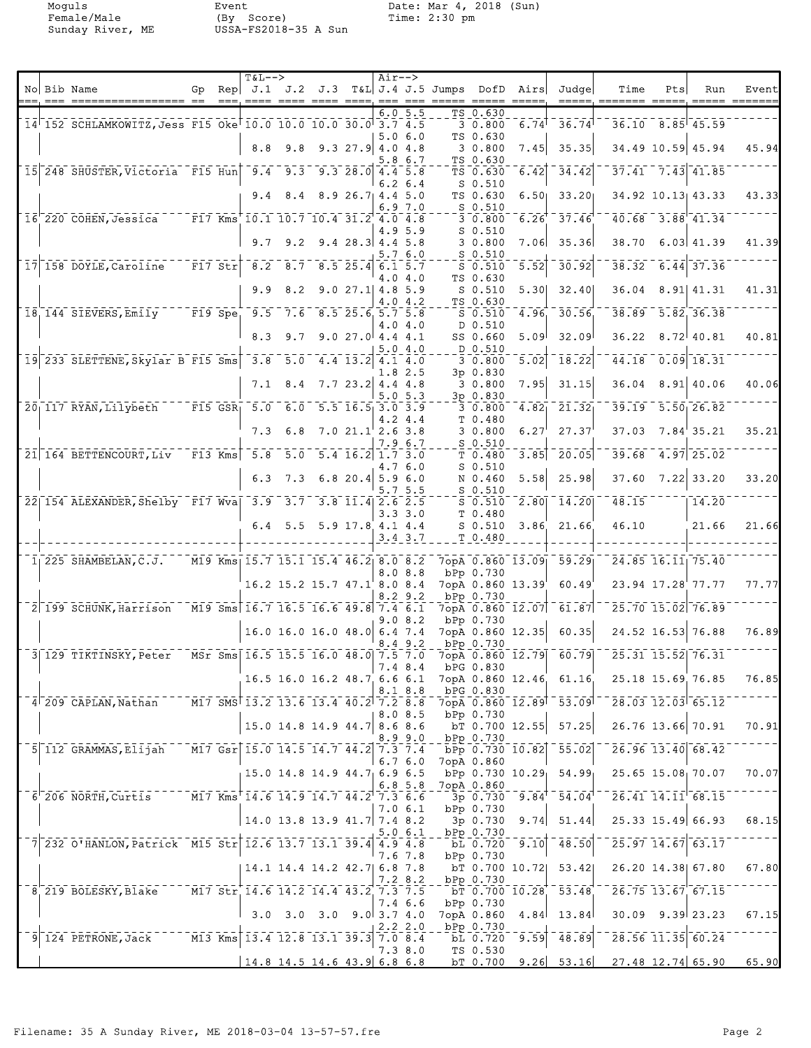Moguls
Female/Male
Sunday River, ME

Event
(By Score)
USSA-FS2018-35 A Sun

Date: Mar 4, 2018 (Sun)
Time: 2:30 pm

| No | Bib | Name | Gp | Rep | J.1 | J.2 | J.3 | T&L | J.4 | J.5 | Jumps | DofD | Airs | Judge | Time | Pts | Run | Event |
|---|---|---|---|---|---|---|---|---|---|---|---|---|---|---|---|---|---|---|
| | | | | | | | | | 6.0 | 5.5 | TS | 0.630 | | | | | | |
| 14 | 152 | SCHLAMKOWITZ,Jess | F15 | Oke | 10.0 | 10.0 | 10.0 | 30.0 | 3.7 | 4.5 | 3 | 0.800 | 6.74 | 36.74 | 36.10 | 8.85 | 45.59 | |
| | | | | | | | | | 5.0 | 6.0 | TS | 0.630 | | | | | | |
| | | | | | 8.8 | 9.8 | 9.3 | 27.9 | 4.0 | 4.8 | 3 | 0.800 | 7.45 | 35.35 | 34.49 | 10.59 | 45.94 | 45.94 |
| | | | | | | | | | 5.8 | 6.7 | TS | 0.630 | | | | | | |
| 15 | 248 | SHUSTER,Victoria | F15 | Hun | 9.4 | 9.3 | 9.3 | 28.0 | 4.4 | 5.8 | TS | 0.630 | 6.42 | 34.42 | 37.41 | 7.43 | 41.85 | |
| | | | | | | | | | 6.2 | 6.4 | S | 0.510 | | | | | | |
| | | | | | 9.4 | 8.4 | 8.9 | 26.7 | 4.4 | 5.0 | TS | 0.630 | 6.50 | 33.20 | 34.92 | 10.13 | 43.33 | 43.33 |
| | | | | | | | | | 6.9 | 7.0 | S | 0.510 | | | | | | |
| 16 | 220 | COHEN,Jessica | F17 | Kms | 10.1 | 10.7 | 10.4 | 31.2 | 4.0 | 4.8 | 3 | 0.800 | 6.26 | 37.46 | 40.68 | 3.88 | 41.34 | |
| | | | | | | | | | 4.9 | 5.9 | S | 0.510 | | | | | | |
| | | | | | 9.7 | 9.2 | 9.4 | 28.3 | 4.4 | 5.8 | 3 | 0.800 | 7.06 | 35.36 | 38.70 | 6.03 | 41.39 | 41.39 |
| | | | | | | | | | 5.7 | 6.0 | S | 0.510 | | | | | | |
| 17 | 158 | DOYLE,Caroline | F17 | Str | 8.2 | 8.7 | 8.5 | 25.4 | 6.1 | 5.7 | S | 0.510 | 5.52 | 30.92 | 38.32 | 6.44 | 37.36 | |
| | | | | | | | | | 4.0 | 4.0 | TS | 0.630 | | | | | | |
| | | | | | 9.9 | 8.2 | 9.0 | 27.1 | 4.8 | 5.9 | S | 0.510 | 5.30 | 32.40 | 36.04 | 8.91 | 41.31 | 41.31 |
| | | | | | | | | | 4.0 | 4.2 | TS | 0.630 | | | | | | |
| 18 | 144 | SIEVERS,Emily | F19 | Spe | 9.5 | 7.6 | 8.5 | 25.6 | 5.7 | 5.8 | S | 0.510 | 4.96 | 30.56 | 38.89 | 5.82 | 36.38 | |
| | | | | | | | | | 4.0 | 4.0 | D | 0.510 | | | | | | |
| | | | | | 8.3 | 9.7 | 9.0 | 27.0 | 4.4 | 4.1 | SS | 0.660 | 5.09 | 32.09 | 36.22 | 8.72 | 40.81 | 40.81 |
| | | | | | | | | | 5.0 | 4.0 | D | 0.510 | | | | | | |
| 19 | 233 | SLETTENE,Skylar B | F15 | Sms | 3.8 | 5.0 | 4.4 | 13.2 | 4.1 | 4.0 | 3 | 0.800 | 5.02 | 18.22 | 44.18 | 0.09 | 18.31 | |
| | | | | | | | | | 1.8 | 2.5 | 3p | 0.830 | | | | | | |
| | | | | | 7.1 | 8.4 | 7.7 | 23.2 | 4.4 | 4.8 | 3 | 0.800 | 7.95 | 31.15 | 36.04 | 8.91 | 40.06 | 40.06 |
| | | | | | | | | | 5.0 | 5.3 | 3p | 0.830 | | | | | | |
| 20 | 117 | RYAN,Lilybeth | F15 | GSR | 5.0 | 6.0 | 5.5 | 16.5 | 3.0 | 3.9 | 3 | 0.800 | 4.82 | 21.32 | 39.19 | 5.50 | 26.82 | |
| | | | | | | | | | 4.2 | 4.4 | T | 0.480 | | | | | | |
| | | | | | 7.3 | 6.8 | 7.0 | 21.1 | 2.6 | 3.8 | 3 | 0.800 | 6.27 | 27.37 | 37.03 | 7.84 | 35.21 | 35.21 |
| | | | | | | | | | 7.9 | 6.7 | S | 0.510 | | | | | | |
| 21 | 164 | BETTENCOURT,Liv | F13 | Kms | 5.8 | 5.0 | 5.4 | 16.2 | 1.7 | 3.0 | T | 0.480 | 3.85 | 20.05 | 39.68 | 4.97 | 25.02 | |
| | | | | | | | | | 4.7 | 6.0 | S | 0.510 | | | | | | |
| | | | | | 6.3 | 7.3 | 6.8 | 20.4 | 5.9 | 6.0 | N | 0.460 | 5.58 | 25.98 | 37.60 | 7.22 | 33.20 | 33.20 |
| | | | | | | | | | 5.7 | 5.5 | S | 0.510 | | | | | | |
| 22 | 154 | ALEXANDER,Shelby | F17 | Wva | 3.9 | 3.7 | 3.8 | 11.4 | 2.6 | 2.5 | S | 0.510 | 2.80 | 14.20 | 48.15 | | 14.20 | |
| | | | | | | | | | 3.3 | 3.0 | T | 0.480 | | | | | | |
| | | | | | 6.4 | 5.5 | 5.9 | 17.8 | 4.1 | 4.4 | S | 0.510 | 3.86 | 21.66 | 46.10 | | 21.66 | 21.66 |
| | | | | | | | | | 3.4 | 3.7 | T | 0.480 | | | | | | |
| 1 | 225 | SHAMBELAN,C.J. | M19 | Kms | 15.7 | 15.1 | 15.4 | 46.2 | 8.0 | 8.2 | 7opA | 0.860 | 13.09 | 59.29 | 24.85 | 16.11 | 75.40 | |
| | | | | | | | | | 8.0 | 8.8 | bPp | 0.730 | | | | | | |
| | | | | | 16.2 | 15.2 | 15.7 | 47.1 | 8.0 | 8.4 | 7opA | 0.860 | 13.39 | 60.49 | 23.94 | 17.28 | 77.77 | 77.77 |
| | | | | | | | | | 8.2 | 9.2 | bPp | 0.730 | | | | | | |
| 2 | 199 | SCHUNK,Harrison | M19 | Sms | 16.7 | 16.5 | 16.6 | 49.8 | 7.4 | 6.1 | 7opA | 0.860 | 12.07 | 61.87 | 25.70 | 15.02 | 76.89 | |
| | | | | | | | | | 9.0 | 8.2 | bPp | 0.730 | | | | | | |
| | | | | | 16.0 | 16.0 | 16.0 | 48.0 | 6.4 | 7.4 | 7opA | 0.860 | 12.35 | 60.35 | 24.52 | 16.53 | 76.88 | 76.89 |
| | | | | | | | | | 8.4 | 9.2 | bPp | 0.730 | | | | | | |
| 3 | 129 | TIKTINSKY,Peter | MSr | Sms | 16.5 | 15.5 | 16.0 | 48.0 | 7.5 | 7.0 | 7opA | 0.860 | 12.79 | 60.79 | 25.31 | 15.52 | 76.31 | |
| | | | | | | | | | 7.4 | 8.4 | bPG | 0.830 | | | | | | |
| | | | | | 16.5 | 16.0 | 16.2 | 48.7 | 6.6 | 6.1 | 7opA | 0.860 | 12.46 | 61.16 | 25.18 | 15.69 | 76.85 | 76.85 |
| | | | | | | | | | 8.1 | 8.8 | bPG | 0.830 | | | | | | |
| 4 | 209 | CAPLAN,Nathan | M17 | SMS | 13.2 | 13.6 | 13.4 | 40.2 | 7.2 | 8.8 | 7opA | 0.860 | 12.89 | 53.09 | 28.03 | 12.03 | 65.12 | |
| | | | | | | | | | 8.0 | 8.5 | bPp | 0.730 | | | | | | |
| | | | | | 15.0 | 14.8 | 14.9 | 44.7 | 8.6 | 8.6 | bT | 0.700 | 12.55 | 57.25 | 26.76 | 13.66 | 70.91 | 70.91 |
| | | | | | | | | | 8.9 | 9.0 | bPp | 0.730 | | | | | | |
| 5 | 112 | GRAMMAS,Elijah | M17 | Gsr | 15.0 | 14.5 | 14.7 | 44.2 | 7.3 | 7.4 | bPp | 0.730 | 10.82 | 55.02 | 26.96 | 13.40 | 68.42 | |
| | | | | | | | | | 6.7 | 6.0 | 7opA | 0.860 | | | | | | |
| | | | | | 15.0 | 14.8 | 14.9 | 44.7 | 6.9 | 6.5 | bPp | 0.730 | 10.29 | 54.99 | 25.65 | 15.08 | 70.07 | 70.07 |
| | | | | | | | | | 6.8 | 5.8 | 7opA | 0.860 | | | | | | |
| 6 | 206 | NORTH,Curtis | M17 | Kms | 14.6 | 14.9 | 14.7 | 44.2 | 7.3 | 6.6 | 3p | 0.730 | 9.84 | 54.04 | 26.41 | 14.11 | 68.15 | |
| | | | | | | | | | 7.0 | 6.1 | bPp | 0.730 | | | | | | |
| | | | | | 14.0 | 13.8 | 13.9 | 41.7 | 7.4 | 8.2 | 3p | 0.730 | 9.74 | 51.44 | 25.33 | 15.49 | 66.93 | 68.15 |
| | | | | | | | | | 5.0 | 6.1 | bPp | 0.730 | | | | | | |
| 7 | 232 | O'HANLON,Patrick | M15 | Str | 12.6 | 13.7 | 13.1 | 39.4 | 4.9 | 4.8 | bL | 0.720 | 9.10 | 48.50 | 25.97 | 14.67 | 63.17 | |
| | | | | | | | | | 7.6 | 7.8 | bPp | 0.730 | | | | | | |
| | | | | | 14.1 | 14.4 | 14.2 | 42.7 | 6.8 | 7.8 | bT | 0.700 | 10.72 | 53.42 | 26.20 | 14.38 | 67.80 | 67.80 |
| | | | | | | | | | 7.2 | 8.2 | bPp | 0.730 | | | | | | |
| 8 | 219 | BOLESKY,Blake | M17 | Str | 14.6 | 14.2 | 14.4 | 43.2 | 7.3 | 7.5 | bT | 0.700 | 10.28 | 53.48 | 26.75 | 13.67 | 67.15 | |
| | | | | | | | | | 7.4 | 6.6 | bPp | 0.730 | | | | | | |
| | | | | | 3.0 | 3.0 | 3.0 | 9.0 | 3.7 | 4.0 | 7opA | 0.860 | 4.84 | 13.84 | 30.09 | 9.39 | 23.23 | 67.15 |
| | | | | | | | | | 2.2 | 2.0 | bPp | 0.730 | | | | | | |
| 9 | 124 | PETRONE,Jack | M13 | Kms | 13.4 | 12.8 | 13.1 | 39.3 | 7.0 | 8.4 | bL | 0.720 | 9.59 | 48.89 | 28.56 | 11.35 | 60.24 | |
| | | | | | | | | | 7.3 | 8.0 | TS | 0.530 | | | | | | |
| | | | | | 14.8 | 14.5 | 14.6 | 43.9 | 6.8 | 6.8 | bT | 0.700 | 9.26 | 53.16 | 27.48 | 12.74 | 65.90 | 65.90 |

Filename: 35 A Sunday River, ME 2018-03-04 13-57-57.fre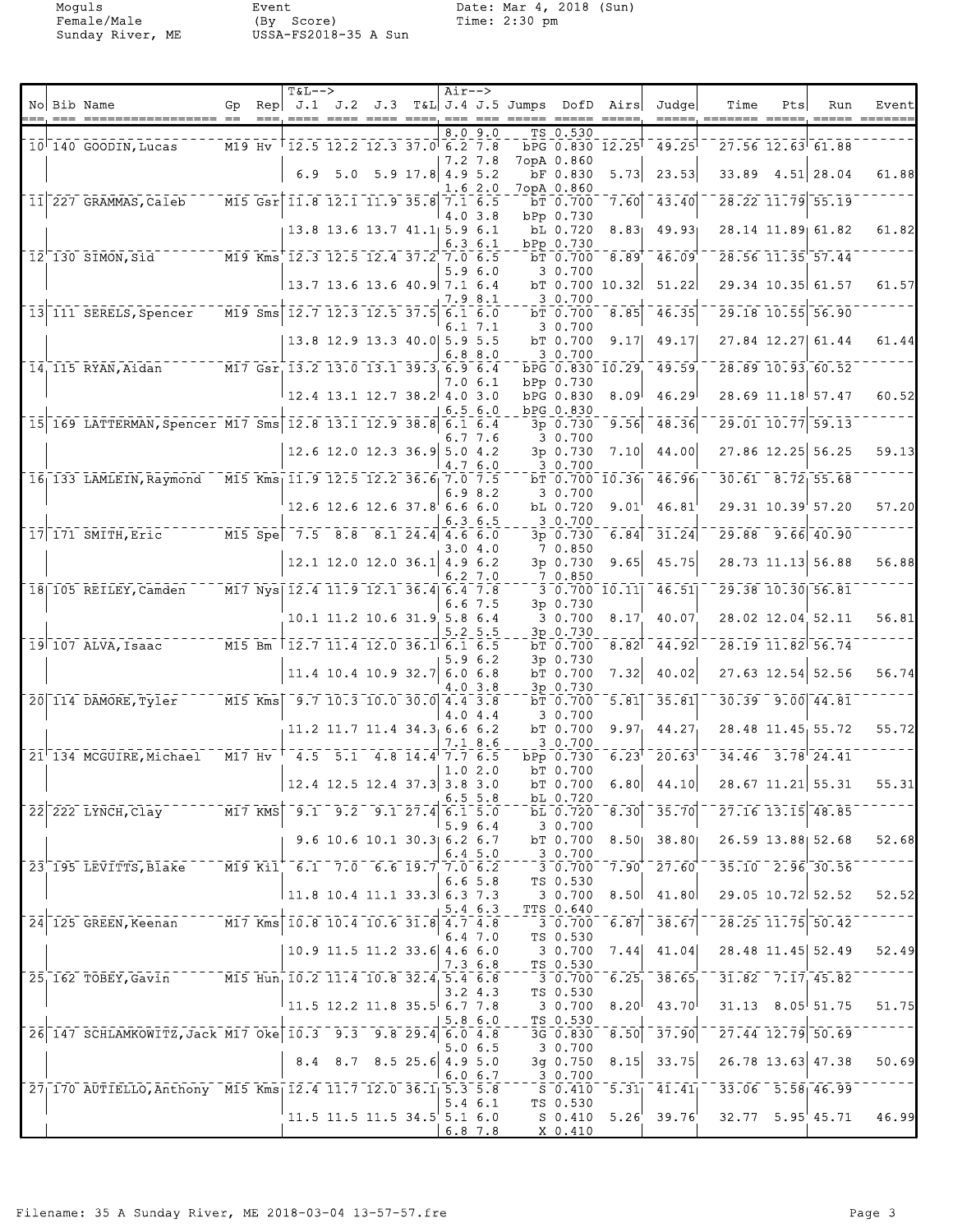Moguls
Female/Male
Sunday River, ME

Event
(By Score)
USSA-FS2018-35 A Sun

Date: Mar 4, 2018 (Sun)
Time: 2:30 pm

| No | Bib | Name | Gp | Rep | J.1 | J.2 | J.3 | T&L | J.4 | J.5 | Jumps | DofD | Airs | Judge | Time | Pts | Run | Event |
|---|---|---|---|---|---|---|---|---|---|---|---|---|---|---|---|---|---|---|
| | | | | | | | | | 8.0 | 9.0 | TS | 0.530 | | | | | | |
| 10 | 140 | GOODIN, Lucas | M19 | Hv | 12.5 | 12.2 | 12.3 | 37.0 | 6.2 | 7.8 | bPG | 0.830 | 12.25 | 49.25 | 27.56 | 12.63 | 61.88 | |
| | | | | | | | | | 7.2 | 7.8 | 7opA | 0.860 | | | | | | |
| | | | | | 6.9 | 5.0 | 5.9 | 17.8 | 4.9 | 5.2 | bF | 0.830 | 5.73 | 23.53 | 33.89 | 4.51 | 28.04 | 61.88 |
| | | | | | | | | | 1.6 | 2.0 | 7opA | 0.860 | | | | | | |
| 11 | 227 | GRAMMAS, Caleb | M15 | Gsr | 11.8 | 12.1 | 11.9 | 35.8 | 7.1 | 6.5 | bT | 0.700 | 7.60 | 43.40 | 28.22 | 11.79 | 55.19 | |
| | | | | | | | | | 4.0 | 3.8 | bPp | 0.730 | | | | | | |
| | | | | | 13.8 | 13.6 | 13.7 | 41.1 | 5.9 | 6.1 | bL | 0.720 | 8.83 | 49.93 | 28.14 | 11.89 | 61.82 | 61.82 |
| | | | | | | | | | 6.3 | 6.1 | bPp | 0.730 | | | | | | |
| 12 | 130 | SIMON, Sid | M19 | Kms | 12.3 | 12.5 | 12.4 | 37.2 | 7.0 | 6.5 | bT | 0.700 | 8.89 | 46.09 | 28.56 | 11.35 | 57.44 | |
| | | | | | | | | | 5.9 | 6.0 | 3 | 0.700 | | | | | | |
| | | | | | 13.7 | 13.6 | 13.6 | 40.9 | 7.1 | 6.4 | bT | 0.700 | 10.32 | 51.22 | 29.34 | 10.35 | 61.57 | 61.57 |
| | | | | | | | | | 7.9 | 8.1 | 3 | 0.700 | | | | | | |
| 13 | 111 | SERELS, Spencer | M19 | Sms | 12.7 | 12.3 | 12.5 | 37.5 | 6.1 | 6.0 | bT | 0.700 | 8.85 | 46.35 | 29.18 | 10.55 | 56.90 | |
| | | | | | | | | | 6.1 | 7.1 | 3 | 0.700 | | | | | | |
| | | | | | 13.8 | 12.9 | 13.3 | 40.0 | 5.9 | 5.5 | bT | 0.700 | 9.17 | 49.17 | 27.84 | 12.27 | 61.44 | 61.44 |
| | | | | | | | | | 6.8 | 8.0 | 3 | 0.700 | | | | | | |
| 14 | 115 | RYAN, Aidan | M17 | Gsr | 13.2 | 13.0 | 13.1 | 39.3 | 6.9 | 6.4 | bPG | 0.830 | 10.29 | 49.59 | 28.89 | 10.93 | 60.52 | |
| | | | | | | | | | 7.0 | 6.1 | bPp | 0.730 | | | | | | |
| | | | | | 12.4 | 13.1 | 12.7 | 38.2 | 4.0 | 3.0 | bPG | 0.830 | 8.09 | 46.29 | 28.69 | 11.18 | 57.47 | 60.52 |
| | | | | | | | | | 6.5 | 6.0 | bPG | 0.830 | | | | | | |
| 15 | 169 | LATTERMAN, Spencer | M17 | Sms | 12.8 | 13.1 | 12.9 | 38.8 | 6.1 | 6.4 | 3p | 0.730 | 9.56 | 48.36 | 29.01 | 10.77 | 59.13 | |
| | | | | | | | | | 6.7 | 7.6 | 3 | 0.700 | | | | | | |
| | | | | | 12.6 | 12.0 | 12.3 | 36.9 | 5.0 | 4.2 | 3p | 0.730 | 7.10 | 44.00 | 27.86 | 12.25 | 56.25 | 59.13 |
| | | | | | | | | | 4.7 | 6.0 | 3 | 0.700 | | | | | | |
| 16 | 133 | LAMLEIN, Raymond | M15 | Kms | 11.9 | 12.5 | 12.2 | 36.6 | 7.0 | 7.5 | bT | 0.700 | 10.36 | 46.96 | 30.61 | 8.72 | 55.68 | |
| | | | | | | | | | 6.9 | 8.2 | 3 | 0.700 | | | | | | |
| | | | | | 12.6 | 12.6 | 12.6 | 37.8 | 6.6 | 6.0 | bL | 0.720 | 9.01 | 46.81 | 29.31 | 10.39 | 57.20 | 57.20 |
| | | | | | | | | | 6.3 | 6.5 | 3 | 0.700 | | | | | | |
| 17 | 171 | SMITH, Eric | M15 | Spe | 7.5 | 8.8 | 8.1 | 24.4 | 4.6 | 6.0 | 3p | 0.730 | 6.84 | 31.24 | 29.88 | 9.66 | 40.90 | |
| | | | | | | | | | 3.0 | 4.0 | 7 | 0.850 | | | | | | |
| | | | | | 12.1 | 12.0 | 12.0 | 36.1 | 4.9 | 6.2 | 3p | 0.730 | 9.65 | 45.75 | 28.73 | 11.13 | 56.88 | 56.88 |
| | | | | | | | | | 6.2 | 7.0 | 7 | 0.850 | | | | | | |
| 18 | 105 | REILEY, Camden | M17 | Nys | 12.4 | 11.9 | 12.1 | 36.4 | 6.4 | 7.8 | 3 | 0.700 | 10.11 | 46.51 | 29.38 | 10.30 | 56.81 | |
| | | | | | | | | | 6.6 | 7.5 | 3p | 0.730 | | | | | | |
| | | | | | 10.1 | 11.2 | 10.6 | 31.9 | 5.8 | 6.4 | 3 | 0.700 | 8.17 | 40.07 | 28.02 | 12.04 | 52.11 | 56.81 |
| | | | | | | | | | 5.2 | 5.5 | 3p | 0.730 | | | | | | |
| 19 | 107 | ALVA, Isaac | M15 | Bm | 12.7 | 11.4 | 12.0 | 36.1 | 6.1 | 6.5 | bT | 0.700 | 8.82 | 44.92 | 28.19 | 11.82 | 56.74 | |
| | | | | | | | | | 5.9 | 6.2 | 3p | 0.730 | | | | | | |
| | | | | | 11.4 | 10.4 | 10.9 | 32.7 | 6.0 | 6.8 | bT | 0.700 | 7.32 | 40.02 | 27.63 | 12.54 | 52.56 | 56.74 |
| | | | | | | | | | 4.0 | 3.8 | 3p | 0.730 | | | | | | |
| 20 | 114 | DAMORE, Tyler | M15 | Kms | 9.7 | 10.3 | 10.0 | 30.0 | 4.4 | 3.8 | bT | 0.700 | 5.81 | 35.81 | 30.39 | 9.00 | 44.81 | |
| | | | | | | | | | 4.0 | 4.4 | 3 | 0.700 | | | | | | |
| | | | | | 11.2 | 11.7 | 11.4 | 34.3 | 6.6 | 6.2 | bT | 0.700 | 9.97 | 44.27 | 28.48 | 11.45 | 55.72 | 55.72 |
| | | | | | | | | | 7.1 | 8.6 | 3 | 0.700 | | | | | | |
| 21 | 134 | MCGUIRE, Michael | M17 | Hv | 4.5 | 5.1 | 4.8 | 14.4 | 7.7 | 6.5 | bPp | 0.730 | 6.23 | 20.63 | 34.46 | 3.78 | 24.41 | |
| | | | | | | | | | 1.0 | 2.0 | bT | 0.700 | | | | | | |
| | | | | | 12.4 | 12.5 | 12.4 | 37.3 | 3.8 | 3.0 | bT | 0.700 | 6.80 | 44.10 | 28.67 | 11.21 | 55.31 | 55.31 |
| | | | | | | | | | 6.5 | 5.8 | bL | 0.720 | | | | | | |
| 22 | 222 | LYNCH, Clay | M17 | KMS | 9.1 | 9.2 | 9.1 | 27.4 | 6.1 | 5.0 | bL | 0.720 | 8.30 | 35.70 | 27.16 | 13.15 | 48.85 | |
| | | | | | | | | | 5.9 | 6.4 | 3 | 0.700 | | | | | | |
| | | | | | 9.6 | 10.6 | 10.1 | 30.3 | 6.2 | 6.7 | bT | 0.700 | 8.50 | 38.80 | 26.59 | 13.88 | 52.68 | 52.68 |
| | | | | | | | | | 6.4 | 5.0 | 3 | 0.700 | | | | | | |
| 23 | 195 | LEVITTS, Blake | M19 | Kil | 6.1 | 7.0 | 6.6 | 19.7 | 7.0 | 6.2 | 3 | 0.700 | 7.90 | 27.60 | 35.10 | 2.96 | 30.56 | |
| | | | | | | | | | 6.6 | 5.8 | TS | 0.530 | | | | | | |
| | | | | | 11.8 | 10.4 | 11.1 | 33.3 | 6.3 | 7.3 | 3 | 0.700 | 8.50 | 41.80 | 29.05 | 10.72 | 52.52 | 52.52 |
| | | | | | | | | | 5.4 | 6.3 | TTS | 0.640 | | | | | | |
| 24 | 125 | GREEN, Keenan | M17 | Kms | 10.8 | 10.4 | 10.6 | 31.8 | 4.7 | 4.8 | 3 | 0.700 | 6.87 | 38.67 | 28.25 | 11.75 | 50.42 | |
| | | | | | | | | | 6.4 | 7.0 | TS | 0.530 | | | | | | |
| | | | | | 10.9 | 11.5 | 11.2 | 33.6 | 4.6 | 6.0 | 3 | 0.700 | 7.44 | 41.04 | 28.48 | 11.45 | 52.49 | 52.49 |
| | | | | | | | | | 7.3 | 6.8 | TS | 0.530 | | | | | | |
| 25 | 162 | TOBEY, Gavin | M15 | Hun | 10.2 | 11.4 | 10.8 | 32.4 | 5.4 | 6.8 | 3 | 0.700 | 6.25 | 38.65 | 31.82 | 7.17 | 45.82 | |
| | | | | | | | | | 3.2 | 4.3 | TS | 0.530 | | | | | | |
| | | | | | 11.5 | 12.2 | 11.8 | 35.5 | 6.7 | 7.8 | 3 | 0.700 | 8.20 | 43.70 | 31.13 | 8.05 | 51.75 | 51.75 |
| | | | | | | | | | 5.8 | 6.0 | TS | 0.530 | | | | | | |
| 26 | 147 | SCHLAMKOWITZ, Jack | M17 | Oke | 10.3 | 9.3 | 9.8 | 29.4 | 6.0 | 4.8 | 3G | 0.830 | 8.50 | 37.90 | 27.44 | 12.79 | 50.69 | |
| | | | | | | | | | 5.0 | 6.5 | 3 | 0.700 | | | | | | |
| | | | | | 8.4 | 8.7 | 8.5 | 25.6 | 4.9 | 5.0 | 3g | 0.750 | 8.15 | 33.75 | 26.78 | 13.63 | 47.38 | 50.69 |
| | | | | | | | | | 6.0 | 6.7 | 3 | 0.700 | | | | | | |
| 27 | 170 | AUTIELLO, Anthony | M15 | Kms | 12.4 | 11.7 | 12.0 | 36.1 | 5.3 | 5.8 | S | 0.410 | 5.31 | 41.41 | 33.06 | 5.58 | 46.99 | |
| | | | | | | | | | 5.4 | 6.1 | TS | 0.530 | | | | | | |
| | | | | | 11.5 | 11.5 | 11.5 | 34.5 | 5.1 | 6.0 | S | 0.410 | 5.26 | 39.76 | 32.77 | 5.95 | 45.71 | 46.99 |
| | | | | | | | | | 6.8 | 7.8 | X | 0.410 | | | | | | |

Filename: 35 A Sunday River, ME 2018-03-04 13-57-57.fre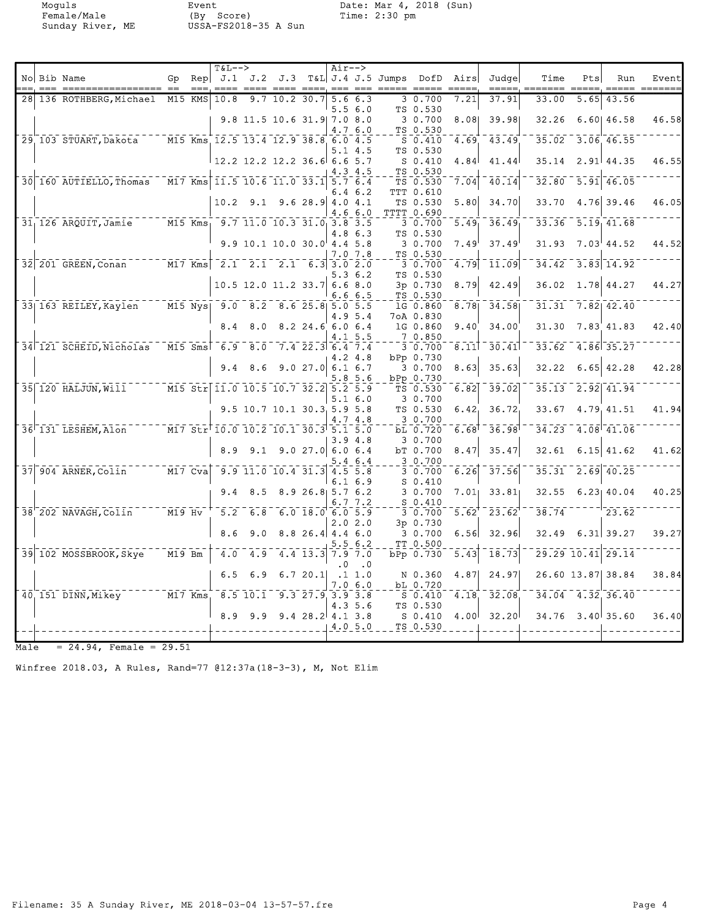Moguls
Female/Male
Sunday River, ME

Event
(By Score)
USSA-FS2018-35 A Sun

Date: Mar 4, 2018 (Sun)
Time: 2:30 pm

| No | Bib | Name | Gp | Rep | T&L--> J.1 | J.2 | J.3 | T&L | Air--> J.4 | J.5 | Jumps | DofD | Airs | Judge | Time | Pts | Run | Event |
|---|---|---|---|---|---|---|---|---|---|---|---|---|---|---|---|---|---|---|
| 28 | 136 | ROTHBERG,Michael | M15 | KMS | 10.8 | 9.7 | 10.2 | 30.7 | 5.6 | 6.3 | 3 | 0.700 | 7.21 | 37.91 | 33.00 | 5.65 | 43.56 | |
| | | | | | | | | | 5.5 | 6.0 | TS | 0.530 | | | | | | |
| | | | | | 9.8 | 11.5 | 10.6 | 31.9 | 7.0 | 8.0 | 3 | 0.700 | 8.08 | 39.98 | 32.26 | 6.60 | 46.58 | 46.58 |
| | | | | | | | | | 4.7 | 6.0 | TS | 0.530 | | | | | | |
| 29 | 103 | STUART,Dakota | M15 | Kms | 12.5 | 13.4 | 12.9 | 38.8 | 6.0 | 4.5 | S | 0.410 | 4.69 | 43.49 | 35.02 | 3.06 | 46.55 | |
| | | | | | | | | | 5.1 | 4.5 | TS | 0.530 | | | | | | |
| | | | | | 12.2 | 12.2 | 12.2 | 36.6 | 6.6 | 5.7 | S | 0.410 | 4.84 | 41.44 | 35.14 | 2.91 | 44.35 | 46.55 |
| | | | | | | | | | 4.3 | 4.5 | TS | 0.530 | | | | | | |
| 30 | 160 | AUTIELLO,Thomas | M17 | Kms | 11.5 | 10.6 | 11.0 | 33.1 | 5.7 | 6.4 | TS | 0.530 | 7.04 | 40.14 | 32.80 | 5.91 | 46.05 | |
| | | | | | | | | | 6.4 | 6.2 | TTT | 0.610 | | | | | | |
| | | | | | 10.2 | 9.1 | 9.6 | 28.9 | 4.0 | 4.1 | TS | 0.530 | 5.80 | 34.70 | 33.70 | 4.76 | 39.46 | 46.05 |
| | | | | | | | | | 4.6 | 6.0 | TTTT | 0.690 | | | | | | |
| 31 | 126 | ARQUIT,Jamie | M15 | Kms | 9.7 | 11.0 | 10.3 | 31.0 | 3.8 | 3.5 | 3 | 0.700 | 5.49 | 36.49 | 33.36 | 5.19 | 41.68 | |
| | | | | | | | | | 4.8 | 6.3 | TS | 0.530 | | | | | | |
| | | | | | 9.9 | 10.1 | 10.0 | 30.0 | 4.4 | 5.8 | 3 | 0.700 | 7.49 | 37.49 | 31.93 | 7.03 | 44.52 | 44.52 |
| | | | | | | | | | 7.0 | 7.8 | TS | 0.530 | | | | | | |
| 32 | 201 | GREEN,Conan | M17 | Kms | 2.1 | 2.1 | 2.1 | 6.3 | 3.0 | 2.0 | 3 | 0.700 | 4.79 | 11.09 | 34.42 | 3.83 | 14.92 | |
| | | | | | | | | | 5.3 | 6.2 | TS | 0.530 | | | | | | |
| | | | | | 10.5 | 12.0 | 11.2 | 33.7 | 6.6 | 8.0 | 3p | 0.730 | 8.79 | 42.49 | 36.02 | 1.78 | 44.27 | 44.27 |
| | | | | | | | | | 6.6 | 6.5 | TS | 0.530 | | | | | | |
| 33 | 163 | REILEY,Kaylen | M15 | Nys | 9.0 | 8.2 | 8.6 | 25.8 | 5.0 | 5.5 | 1G | 0.860 | 8.78 | 34.58 | 31.31 | 7.82 | 42.40 | |
| | | | | | | | | | 4.9 | 5.4 | 7oA | 0.830 | | | | | | |
| | | | | | 8.4 | 8.0 | 8.2 | 24.6 | 6.0 | 6.4 | 1G | 0.860 | 9.40 | 34.00 | 31.30 | 7.83 | 41.83 | 42.40 |
| | | | | | | | | | 4.1 | 5.5 | 7 | 0.850 | | | | | | |
| 34 | 121 | SCHEID,Nicholas | M15 | Sms | 6.9 | 8.0 | 7.4 | 22.3 | 6.4 | 7.4 | 3 | 0.700 | 8.11 | 30.41 | 33.62 | 4.86 | 35.27 | |
| | | | | | | | | | 4.2 | 4.8 | bPp | 0.730 | | | | | | |
| | | | | | 9.4 | 8.6 | 9.0 | 27.0 | 6.1 | 6.7 | 3 | 0.700 | 8.63 | 35.63 | 32.22 | 6.65 | 42.28 | 42.28 |
| | | | | | | | | | 5.8 | 5.6 | bPp | 0.730 | | | | | | |
| 35 | 120 | HALJUN,Will | M15 | Str | 11.0 | 10.5 | 10.7 | 32.2 | 5.2 | 5.9 | TS | 0.530 | 6.82 | 39.02 | 35.13 | 2.92 | 41.94 | |
| | | | | | | | | | 5.1 | 6.0 | 3 | 0.700 | | | | | | |
| | | | | | 9.5 | 10.7 | 10.1 | 30.3 | 5.9 | 5.8 | TS | 0.530 | 6.42 | 36.72 | 33.67 | 4.79 | 41.51 | 41.94 |
| | | | | | | | | | 4.7 | 4.8 | 3 | 0.700 | | | | | | |
| 36 | 131 | LESHEM,Alon | M17 | Str | 10.0 | 10.2 | 10.1 | 30.3 | 5.1 | 5.0 | bL | 0.720 | 6.68 | 36.98 | 34.23 | 4.08 | 41.06 | |
| | | | | | | | | | 3.9 | 4.8 | 3 | 0.700 | | | | | | |
| | | | | | 8.9 | 9.1 | 9.0 | 27.0 | 6.0 | 6.4 | bT | 0.700 | 8.47 | 35.47 | 32.61 | 6.15 | 41.62 | 41.62 |
| | | | | | | | | | 5.4 | 6.4 | 3 | 0.700 | | | | | | |
| 37 | 904 | ARNER,Colin | M17 | Cva | 9.9 | 11.0 | 10.4 | 31.3 | 4.5 | 5.8 | 3 | 0.700 | 6.26 | 37.56 | 35.31 | 2.69 | 40.25 | |
| | | | | | | | | | 6.1 | 6.9 | S | 0.410 | | | | | | |
| | | | | | 9.4 | 8.5 | 8.9 | 26.8 | 5.7 | 6.2 | 3 | 0.700 | 7.01 | 33.81 | 32.55 | 6.23 | 40.04 | 40.25 |
| | | | | | | | | | 6.7 | 7.2 | S | 0.410 | | | | | | |
| 38 | 202 | NAVAGH,Colin | M19 | Hv | 5.2 | 6.8 | 6.0 | 18.0 | 6.0 | 5.9 | 3 | 0.700 | 5.62 | 23.62 | 38.74 | | 23.62 | |
| | | | | | | | | | 2.0 | 2.0 | 3p | 0.730 | | | | | | |
| | | | | | 8.6 | 9.0 | 8.8 | 26.4 | 4.4 | 6.0 | 3 | 0.700 | 6.56 | 32.96 | 32.49 | 6.31 | 39.27 | 39.27 |
| | | | | | | | | | 5.5 | 6.2 | TT | 0.500 | | | | | | |
| 39 | 102 | MOSSBROOK,Skye | M19 | Bm | 4.0 | 4.9 | 4.4 | 13.3 | 7.9 | 7.0 | bPp | 0.730 | 5.43 | 18.73 | 29.29 | 10.41 | 29.14 | |
| | | | | | | | | | .0 | .0 | | | | | | | | |
| | | | | | 6.5 | 6.9 | 6.7 | 20.1 | .1 | 1.0 | N | 0.360 | 4.87 | 24.97 | 26.60 | 13.87 | 38.84 | 38.84 |
| | | | | | | | | | 7.0 | 6.0 | bL | 0.720 | | | | | | |
| 40 | 151 | DINN,Mikey | M17 | Kms | 8.5 | 10.1 | 9.3 | 27.9 | 3.9 | 3.8 | S | 0.410 | 4.18 | 32.08 | 34.04 | 4.32 | 36.40 | |
| | | | | | | | | | 4.3 | 5.6 | TS | 0.530 | | | | | | |
| | | | | | 8.9 | 9.9 | 9.4 | 28.2 | 4.1 | 3.8 | S | 0.410 | 4.00 | 32.20 | 34.76 | 3.40 | 35.60 | 36.40 |
| | | | | | | | | | 4.0 | 5.0 | TS | 0.530 | | | | | | |

Male = 24.94, Female = 29.51

Winfree 2018.03, A Rules, Rand=77 @12:37a(18-3-3), M, Not Elim

Filename: 35 A Sunday River, ME 2018-03-04 13-57-57.fre